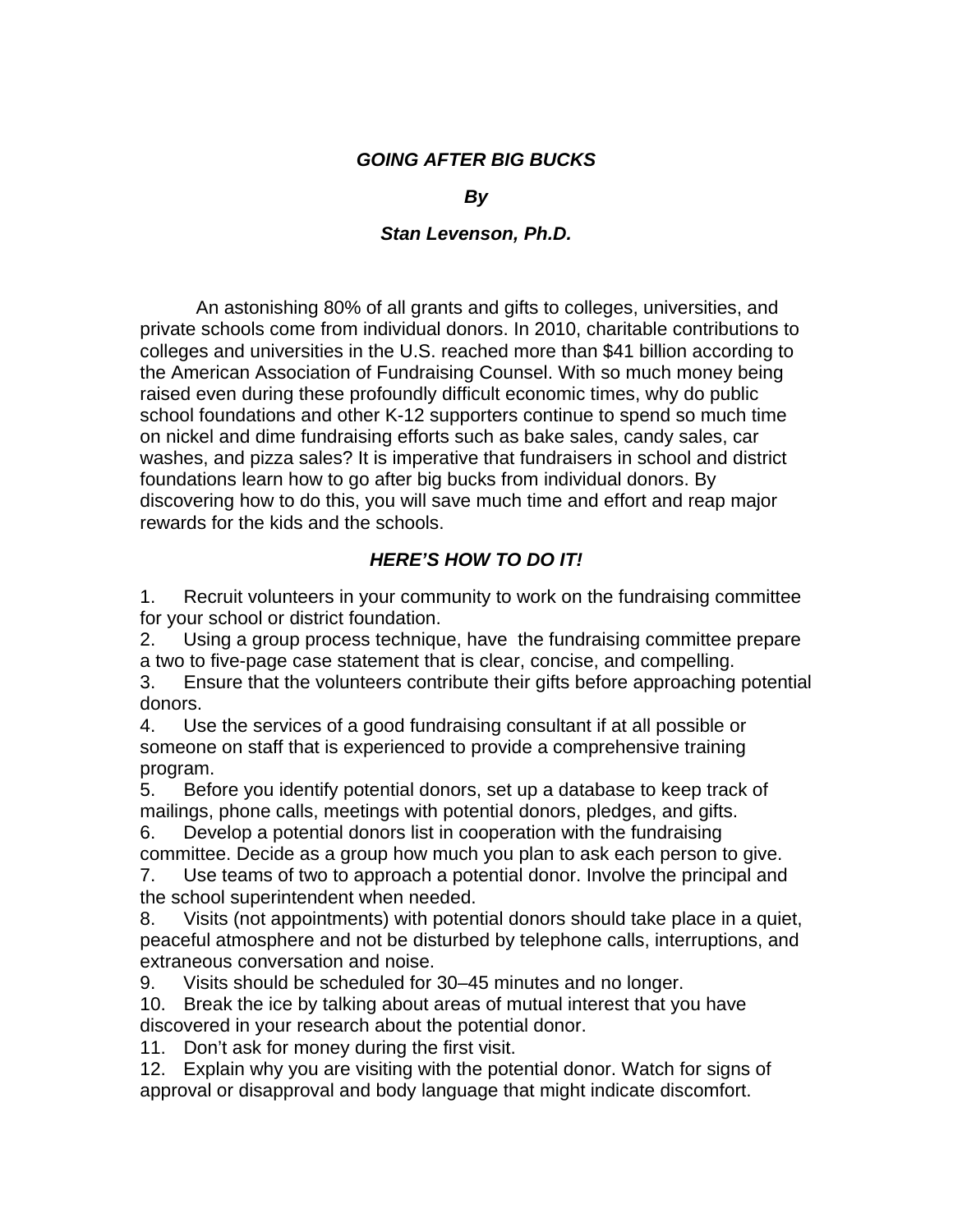# *GOING AFTER BIG BUCKS*

***By***

***Stan Levenson, Ph.D.***

An astonishing 80% of all grants and gifts to colleges, universities, and private schools come from individual donors. In 2010, charitable contributions to colleges and universities in the U.S. reached more than $41 billion according to the American Association of Fundraising Counsel. With so much money being raised even during these profoundly difficult economic times, why do public school foundations and other K-12 supporters continue to spend so much time on nickel and dime fundraising efforts such as bake sales, candy sales, car washes, and pizza sales? It is imperative that fundraisers in school and district foundations learn how to go after big bucks from individual donors. By discovering how to do this, you will save much time and effort and reap major rewards for the kids and the schools.

## *HERE'S HOW TO DO IT!*

1. Recruit volunteers in your community to work on the fundraising committee for your school or district foundation.
2. Using a group process technique, have the fundraising committee prepare a two to five-page case statement that is clear, concise, and compelling.
3. Ensure that the volunteers contribute their gifts before approaching potential donors.
4. Use the services of a good fundraising consultant if at all possible or someone on staff that is experienced to provide a comprehensive training program.
5. Before you identify potential donors, set up a database to keep track of mailings, phone calls, meetings with potential donors, pledges, and gifts.
6. Develop a potential donors list in cooperation with the fundraising committee. Decide as a group how much you plan to ask each person to give.
7. Use teams of two to approach a potential donor. Involve the principal and the school superintendent when needed.
8. Visits (not appointments) with potential donors should take place in a quiet, peaceful atmosphere and not be disturbed by telephone calls, interruptions, and extraneous conversation and noise.
9. Visits should be scheduled for 30–45 minutes and no longer.
10. Break the ice by talking about areas of mutual interest that you have discovered in your research about the potential donor.
11. Don't ask for money during the first visit.
12. Explain why you are visiting with the potential donor. Watch for signs of approval or disapproval and body language that might indicate discomfort.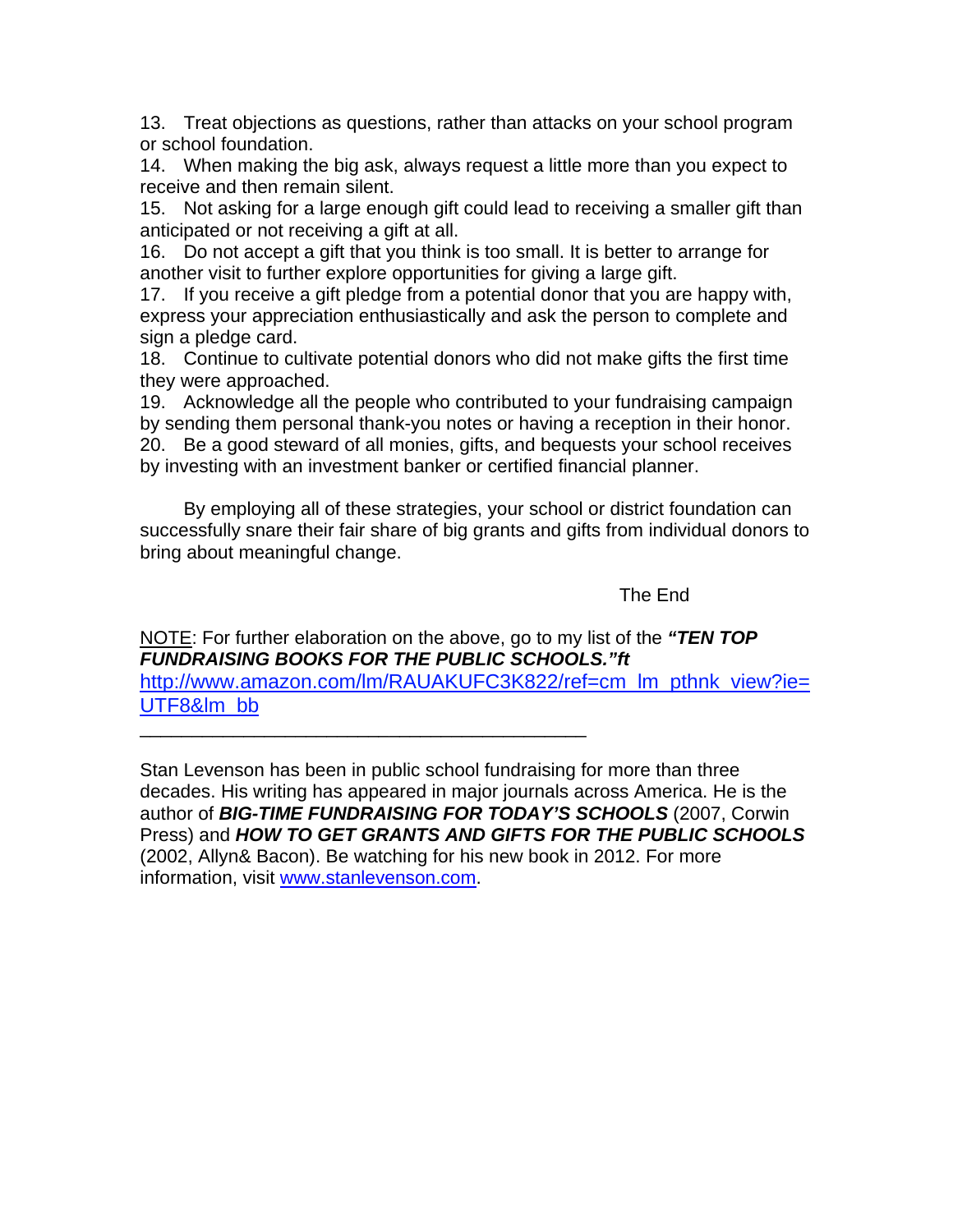13. Treat objections as questions, rather than attacks on your school program or school foundation.
14. When making the big ask, always request a little more than you expect to receive and then remain silent.
15. Not asking for a large enough gift could lead to receiving a smaller gift than anticipated or not receiving a gift at all.
16. Do not accept a gift that you think is too small. It is better to arrange for another visit to further explore opportunities for giving a large gift.
17. If you receive a gift pledge from a potential donor that you are happy with, express your appreciation enthusiastically and ask the person to complete and sign a pledge card.
18. Continue to cultivate potential donors who did not make gifts the first time they were approached.
19. Acknowledge all the people who contributed to your fundraising campaign by sending them personal thank-you notes or having a reception in their honor.
20. Be a good steward of all monies, gifts, and bequests your school receives by investing with an investment banker or certified financial planner.

By employing all of these strategies, your school or district foundation can successfully snare their fair share of big grants and gifts from individual donors to bring about meaningful change.

The End

NOTE: For further elaboration on the above, go to my list of the ***"TEN TOP FUNDRAISING BOOKS FOR THE PUBLIC SCHOOLS."ft***
http://www.amazon.com/lm/RAUAKUFC3K822/ref=cm_lm_pthnk_view?ie=UTF8&lm_bb

---

Stan Levenson has been in public school fundraising for more than three decades. His writing has appeared in major journals across America. He is the author of ***BIG-TIME FUNDRAISING FOR TODAY'S SCHOOLS*** (2007, Corwin Press) and ***HOW TO GET GRANTS AND GIFTS FOR THE PUBLIC SCHOOLS*** (2002, Allyn& Bacon). Be watching for his new book in 2012. For more information, visit www.stanlevenson.com.